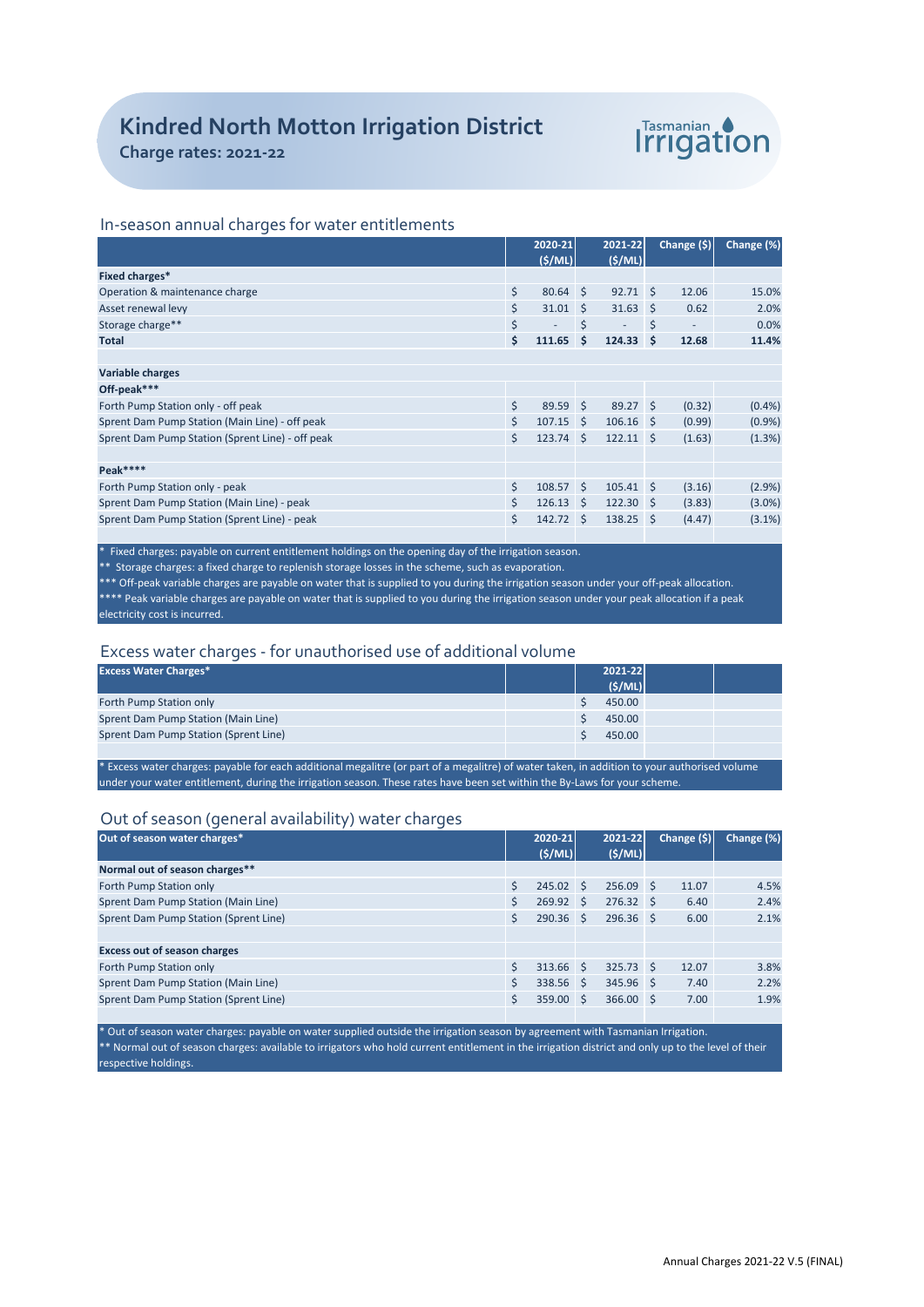# Kindred North Motton Irrigation District

**Charge rates: 2021-22**

Tasmanian Irrigation

## In-season annual charges for water entitlements

| | 2020-21 ($/ML) | 2021-22 ($/ML) | Change ($) | Change (%) |
|---|---|---|---|---|
| **Fixed charges*** | | | | |
| Operation & maintenance charge | $ 80.64 | $ 92.71 | $ 12.06 | 15.0% |
| Asset renewal levy | $ 31.01 | $ 31.63 | $ 0.62 | 2.0% |
| Storage charge** | $ - | $ - | $ - | 0.0% |
| **Total** | **$ 111.65** | **$ 124.33** | **$ 12.68** | **11.4%** |
| | | | | |
| **Variable charges** | | | | |
| **Off-peak***** | | | | |
| Forth Pump Station only - off peak | $ 89.59 | $ 89.27 | $ (0.32) | (0.4%) |
| Sprent Dam Pump Station (Main Line) - off peak | $ 107.15 | $ 106.16 | $ (0.99) | (0.9%) |
| Sprent Dam Pump Station (Sprent Line) - off peak | $ 123.74 | $ 122.11 | $ (1.63) | (1.3%) |
| | | | | |
| **Peak****** | | | | |
| Forth Pump Station only - peak | $ 108.57 | $ 105.41 | $ (3.16) | (2.9%) |
| Sprent Dam Pump Station (Main Line) - peak | $ 126.13 | $ 122.30 | $ (3.83) | (3.0%) |
| Sprent Dam Pump Station (Sprent Line) - peak | $ 142.72 | $ 138.25 | $ (4.47) | (3.1%) |

\* Fixed charges: payable on current entitlement holdings on the opening day of the irrigation season.
** Storage charges: a fixed charge to replenish storage losses in the scheme, such as evaporation.
*** Off-peak variable charges are payable on water that is supplied to you during the irrigation season under your off-peak allocation.
**** Peak variable charges are payable on water that is supplied to you during the irrigation season under your peak allocation if a peak electricity cost is incurred.

## Excess water charges - for unauthorised use of additional volume

| Excess Water Charges* | | 2021-22 ($/ML) | | |
|---|---|---|---|---|
| Forth Pump Station only | | $ 450.00 | | |
| Sprent Dam Pump Station (Main Line) | | $ 450.00 | | |
| Sprent Dam Pump Station (Sprent Line) | | $ 450.00 | | |

\* Excess water charges: payable for each additional megalitre (or part of a megalitre) of water taken, in addition to your authorised volume under your water entitlement, during the irrigation season. These rates have been set within the By-Laws for your scheme.

## Out of season (general availability) water charges

| Out of season water charges* | 2020-21 ($/ML) | 2021-22 ($/ML) | Change ($) | Change (%) |
|---|---|---|---|---|
| **Normal out of season charges**** | | | | |
| Forth Pump Station only | $ 245.02 | $ 256.09 | $ 11.07 | 4.5% |
| Sprent Dam Pump Station (Main Line) | $ 269.92 | $ 276.32 | $ 6.40 | 2.4% |
| Sprent Dam Pump Station (Sprent Line) | $ 290.36 | $ 296.36 | $ 6.00 | 2.1% |
| | | | | |
| **Excess out of season charges** | | | | |
| Forth Pump Station only | $ 313.66 | $ 325.73 | $ 12.07 | 3.8% |
| Sprent Dam Pump Station (Main Line) | $ 338.56 | $ 345.96 | $ 7.40 | 2.2% |
| Sprent Dam Pump Station (Sprent Line) | $ 359.00 | $ 366.00 | $ 7.00 | 1.9% |

\* Out of season water charges: payable on water supplied outside the irrigation season by agreement with Tasmanian Irrigation.
** Normal out of season charges: available to irrigators who hold current entitlement in the irrigation district and only up to the level of their respective holdings.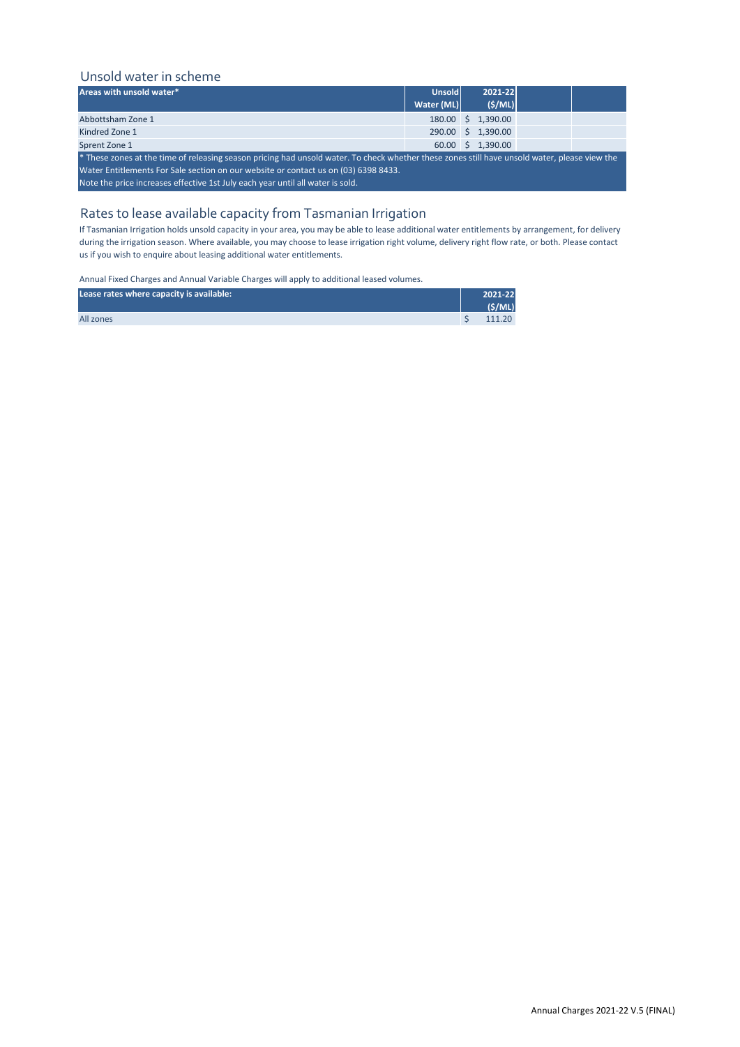## Unsold water in scheme

| Areas with unsold water* | Unsold Water (ML) | 2021-22 ($/ML) |
|---|---|---|
| Abbottsham Zone 1 | 180.00 | $ 1,390.00 |
| Kindred Zone 1 | 290.00 | $ 1,390.00 |
| Sprent Zone 1 | 60.00 | $ 1,390.00 |

* These zones at the time of releasing season pricing had unsold water. To check whether these zones still have unsold water, please view the Water Entitlements For Sale section on our website or contact us on (03) 6398 8433.
Note the price increases effective 1st July each year until all water is sold.

## Rates to lease available capacity from Tasmanian Irrigation

If Tasmanian Irrigation holds unsold capacity in your area, you may be able to lease additional water entitlements by arrangement, for delivery during the irrigation season. Where available, you may choose to lease irrigation right volume, delivery right flow rate, or both. Please contact us if you wish to enquire about leasing additional water entitlements.

Annual Fixed Charges and Annual Variable Charges will apply to additional leased volumes.

| Lease rates where capacity is available: | 2021-22 ($/ML) |
|---|---|
| All zones | $ 111.20 |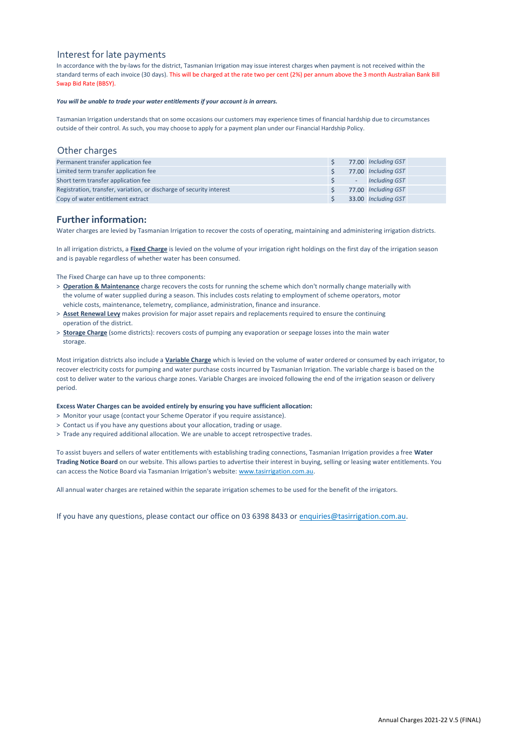## Interest for late payments

In accordance with the by-laws for the district, Tasmanian Irrigation may issue interest charges when payment is not received within the standard terms of each invoice (30 days). This will be charged at the rate two per cent (2%) per annum above the 3 month Australian Bank Bill Swap Bid Rate (BBSY).

***You will be unable to trade your water entitlements if your account is in arrears.***

Tasmanian Irrigation understands that on some occasions our customers may experience times of financial hardship due to circumstances outside of their control. As such, you may choose to apply for a payment plan under our Financial Hardship Policy.

## Other charges

| | | | |
|---|---|---|---|
| Permanent transfer application fee | $ | 77.00 | *Including GST* |
| Limited term transfer application fee | $ | 77.00 | *Including GST* |
| Short term transfer application fee | $ | - | *Including GST* |
| Registration, transfer, variation, or discharge of security interest | $ | 77.00 | *Including GST* |
| Copy of water entitlement extract | $ | 33.00 | *Including GST* |

## Further information:

Water charges are levied by Tasmanian Irrigation to recover the costs of operating, maintaining and administering irrigation districts.

In all irrigation districts, a **Fixed Charge** is levied on the volume of your irrigation right holdings on the first day of the irrigation season and is payable regardless of whether water has been consumed.

The Fixed Charge can have up to three components:

> **Operation & Maintenance** charge recovers the costs for running the scheme which don't normally change materially with the volume of water supplied during a season. This includes costs relating to employment of scheme operators, motor vehicle costs, maintenance, telemetry, compliance, administration, finance and insurance.

> **Asset Renewal Levy** makes provision for major asset repairs and replacements required to ensure the continuing operation of the district.

> **Storage Charge** (some districts): recovers costs of pumping any evaporation or seepage losses into the main water storage.

Most irrigation districts also include a **Variable Charge** which is levied on the volume of water ordered or consumed by each irrigator, to recover electricity costs for pumping and water purchase costs incurred by Tasmanian Irrigation. The variable charge is based on the cost to deliver water to the various charge zones. Variable Charges are invoiced following the end of the irrigation season or delivery period.

**Excess Water Charges can be avoided entirely by ensuring you have sufficient allocation:**

> Monitor your usage (contact your Scheme Operator if you require assistance).

> Contact us if you have any questions about your allocation, trading or usage.

> Trade any required additional allocation. We are unable to accept retrospective trades.

To assist buyers and sellers of water entitlements with establishing trading connections, Tasmanian Irrigation provides a free **Water Trading Notice Board** on our website. This allows parties to advertise their interest in buying, selling or leasing water entitlements. You can access the Notice Board via Tasmanian Irrigation's website: www.tasirrigation.com.au.

All annual water charges are retained within the separate irrigation schemes to be used for the benefit of the irrigators.

If you have any questions, please contact our office on 03 6398 8433 or enquiries@tasirrigation.com.au.